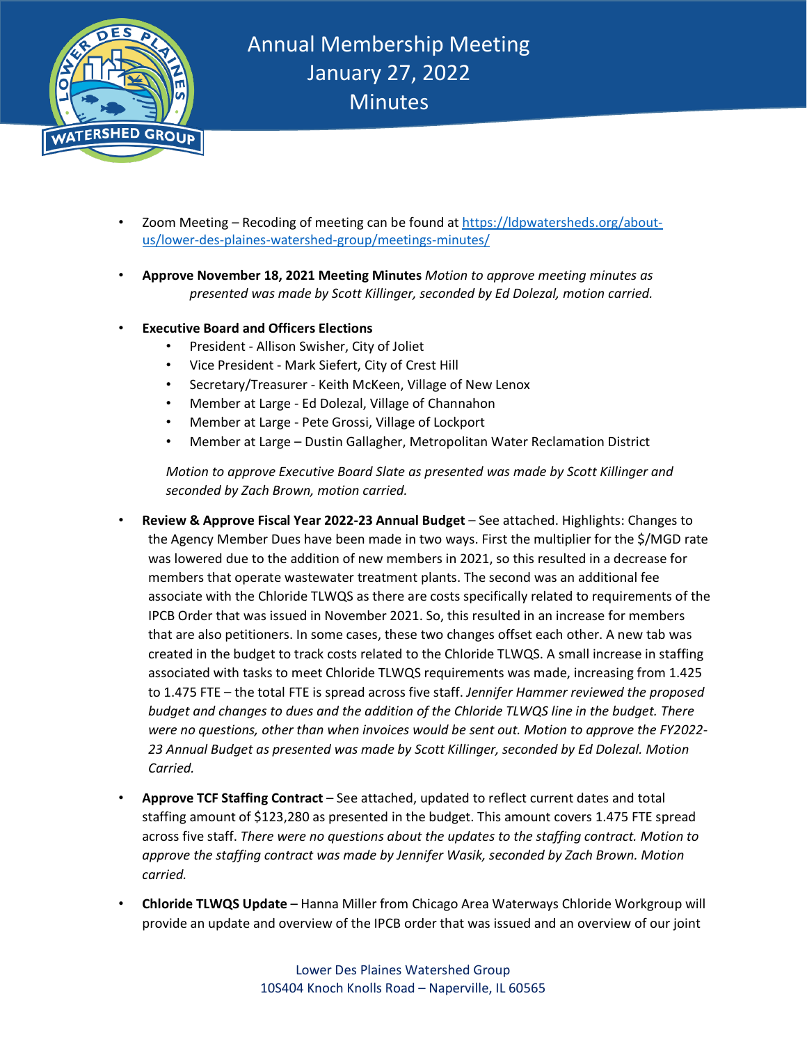# Annual Membership Meeting
## January 27, 2022
## Minutes

- Zoom Meeting – Recoding of meeting can be found at [https://ldpwatersheds.org/about-us/lower-des-plaines-watershed-group/meetings-minutes/](https://ldpwatersheds.org/about-us/lower-des-plaines-watershed-group/meetings-minutes/)

- **Approve November 18, 2021 Meeting Minutes** *Motion to approve meeting minutes as presented was made by Scott Killinger, seconded by Ed Dolezal, motion carried.*

- **Executive Board and Officers Elections**
  - President - Allison Swisher, City of Joliet
  - Vice President - Mark Siefert, City of Crest Hill
  - Secretary/Treasurer - Keith McKeen, Village of New Lenox
  - Member at Large - Ed Dolezal, Village of Channahon
  - Member at Large - Pete Grossi, Village of Lockport
  - Member at Large – Dustin Gallagher, Metropolitan Water Reclamation District

  *Motion to approve Executive Board Slate as presented was made by Scott Killinger and seconded by Zach Brown, motion carried.*

- **Review & Approve Fiscal Year 2022-23 Annual Budget** – See attached. Highlights: Changes to the Agency Member Dues have been made in two ways. First the multiplier for the $/MGD rate was lowered due to the addition of new members in 2021, so this resulted in a decrease for members that operate wastewater treatment plants. The second was an additional fee associate with the Chloride TLWQS as there are costs specifically related to requirements of the IPCB Order that was issued in November 2021. So, this resulted in an increase for members that are also petitioners. In some cases, these two changes offset each other. A new tab was created in the budget to track costs related to the Chloride TLWQS. A small increase in staffing associated with tasks to meet Chloride TLWQS requirements was made, increasing from 1.425 to 1.475 FTE – the total FTE is spread across five staff. *Jennifer Hammer reviewed the proposed budget and changes to dues and the addition of the Chloride TLWQS line in the budget. There were no questions, other than when invoices would be sent out. Motion to approve the FY2022-23 Annual Budget as presented was made by Scott Killinger, seconded by Ed Dolezal. Motion Carried.*

- **Approve TCF Staffing Contract** – See attached, updated to reflect current dates and total staffing amount of $123,280 as presented in the budget. This amount covers 1.475 FTE spread across five staff. *There were no questions about the updates to the staffing contract. Motion to approve the staffing contract was made by Jennifer Wasik, seconded by Zach Brown. Motion carried.*

- **Chloride TLWQS Update** – Hanna Miller from Chicago Area Waterways Chloride Workgroup will provide an update and overview of the IPCB order that was issued and an overview of our joint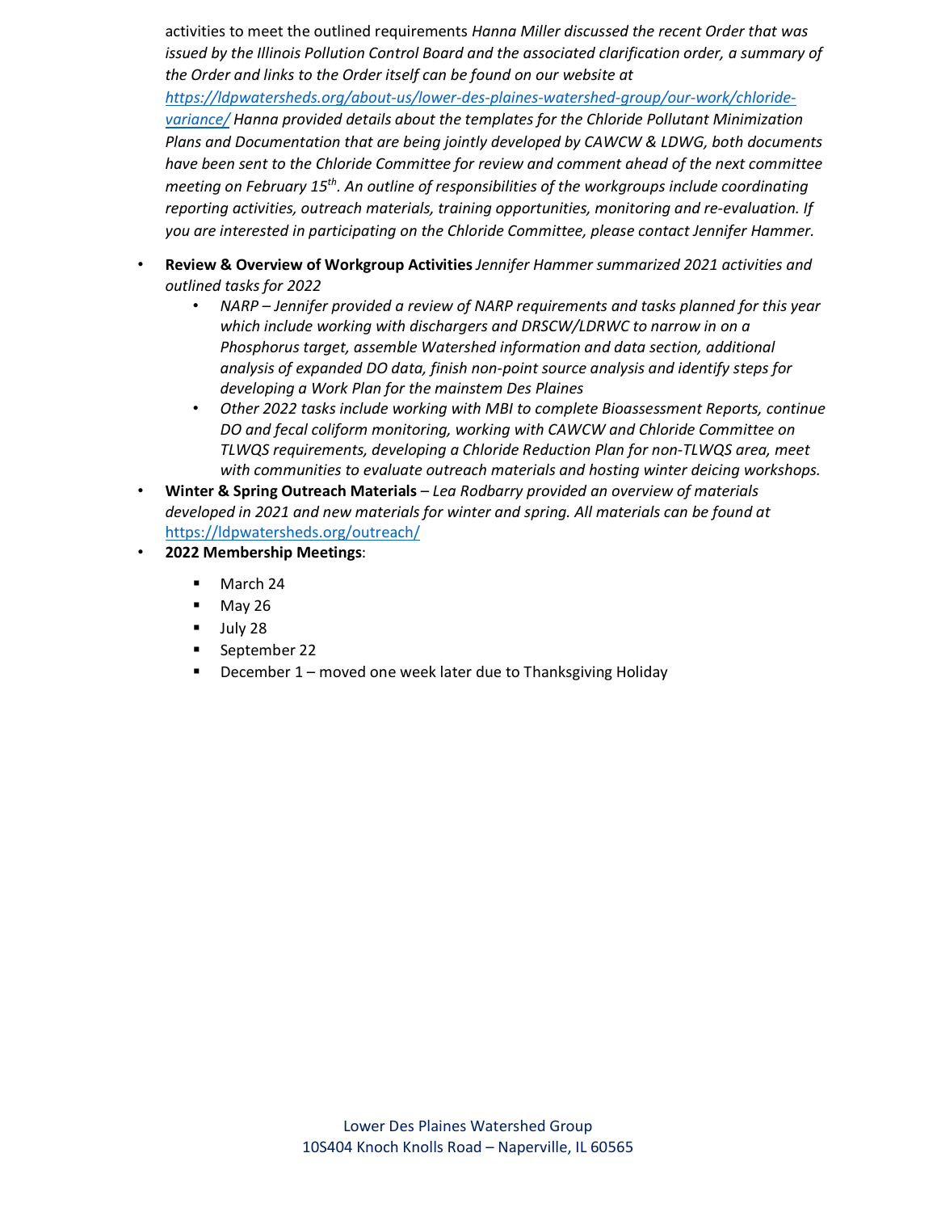activities to meet the outlined requirements *Hanna Miller discussed the recent Order that was issued by the Illinois Pollution Control Board and the associated clarification order, a summary of the Order and links to the Order itself can be found on our website at [https://ldpwatersheds.org/about-us/lower-des-plaines-watershed-group/our-work/chloride-variance/](https://ldpwatersheds.org/about-us/lower-des-plaines-watershed-group/our-work/chloride-variance/) Hanna provided details about the templates for the Chloride Pollutant Minimization Plans and Documentation that are being jointly developed by CAWCW & LDWG, both documents have been sent to the Chloride Committee for review and comment ahead of the next committee meeting on February 15th. An outline of responsibilities of the workgroups include coordinating reporting activities, outreach materials, training opportunities, monitoring and re-evaluation. If you are interested in participating on the Chloride Committee, please contact Jennifer Hammer.*

- **Review & Overview of Workgroup Activities** *Jennifer Hammer summarized 2021 activities and outlined tasks for 2022*
  - *NARP – Jennifer provided a review of NARP requirements and tasks planned for this year which include working with dischargers and DRSCW/LDRWC to narrow in on a Phosphorus target, assemble Watershed information and data section, additional analysis of expanded DO data, finish non-point source analysis and identify steps for developing a Work Plan for the mainstem Des Plaines*
  - *Other 2022 tasks include working with MBI to complete Bioassessment Reports, continue DO and fecal coliform monitoring, working with CAWCW and Chloride Committee on TLWQS requirements, developing a Chloride Reduction Plan for non-TLWQS area, meet with communities to evaluate outreach materials and hosting winter deicing workshops.*
- **Winter & Spring Outreach Materials** – *Lea Rodbarry provided an overview of materials developed in 2021 and new materials for winter and spring. All materials can be found at* [https://ldpwatersheds.org/outreach/](https://ldpwatersheds.org/outreach/)
- **2022 Membership Meetings**:
  - March 24
  - May 26
  - July 28
  - September 22
  - December 1 – moved one week later due to Thanksgiving Holiday

Lower Des Plaines Watershed Group
10S404 Knoch Knolls Road – Naperville, IL 60565